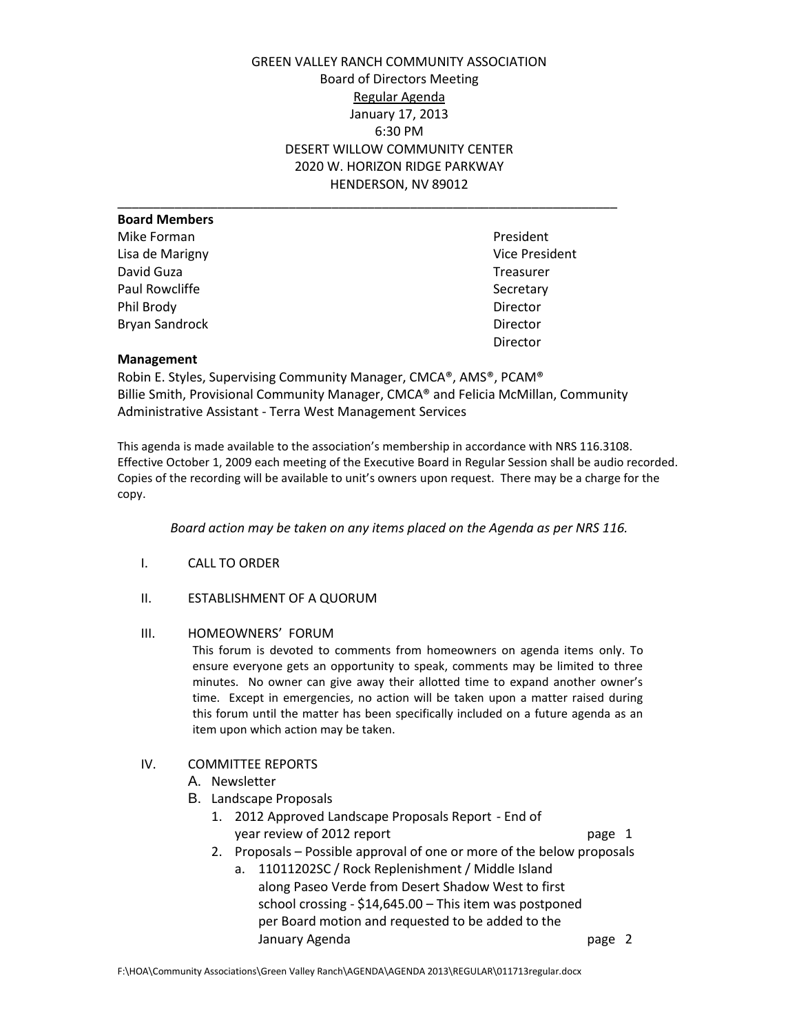GREEN VALLEY RANCH COMMUNITY ASSOCIATION
Board of Directors Meeting
Regular Agenda
January 17, 2013
6:30 PM
DESERT WILLOW COMMUNITY CENTER
2020 W. HORIZON RIDGE PARKWAY
HENDERSON, NV 89012

---

**Board Members**

| | |
|---|---|
| Mike Forman | President |
| Lisa de Marigny | Vice President |
| David Guza | Treasurer |
| Paul Rowcliffe | Secretary |
| Phil Brody | Director |
| Bryan Sandrock | Director |
| | Director |

**Management**

Robin E. Styles, Supervising Community Manager, CMCA®, AMS®, PCAM®
Billie Smith, Provisional Community Manager, CMCA® and Felicia McMillan, Community Administrative Assistant - Terra West Management Services

This agenda is made available to the association's membership in accordance with NRS 116.3108. Effective October 1, 2009 each meeting of the Executive Board in Regular Session shall be audio recorded. Copies of the recording will be available to unit's owners upon request. There may be a charge for the copy.

*Board action may be taken on any items placed on the Agenda as per NRS 116.*

I. CALL TO ORDER

II. ESTABLISHMENT OF A QUORUM

III. HOMEOWNERS' FORUM

This forum is devoted to comments from homeowners on agenda items only. To ensure everyone gets an opportunity to speak, comments may be limited to three minutes. No owner can give away their allotted time to expand another owner's time. Except in emergencies, no action will be taken upon a matter raised during this forum until the matter has been specifically included on a future agenda as an item upon which action may be taken.

IV. COMMITTEE REPORTS

A. Newsletter

B. Landscape Proposals

1. 2012 Approved Landscape Proposals Report - End of year review of 2012 report — page 1
2. Proposals – Possible approval of one or more of the below proposals
   a. 11011202SC / Rock Replenishment / Middle Island along Paseo Verde from Desert Shadow West to first school crossing - $14,645.00 – This item was postponed per Board motion and requested to be added to the January Agenda — page 2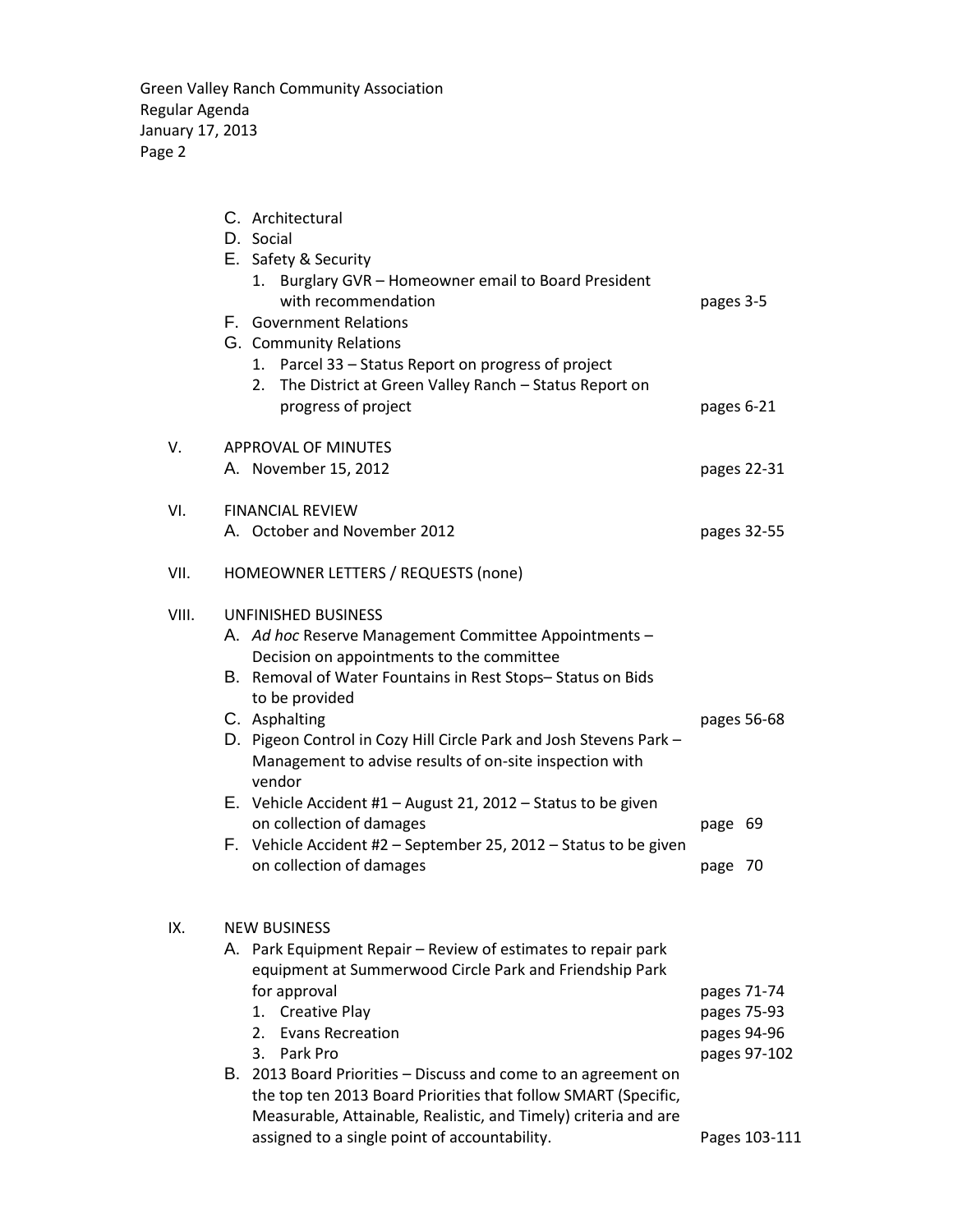C. Architectural
D. Social
E. Safety & Security
   1. Burglary GVR – Homeowner email to Board President with recommendation — pages 3-5
F. Government Relations
G. Community Relations
   1. Parcel 33 – Status Report on progress of project
   2. The District at Green Valley Ranch – Status Report on progress of project — pages 6-21

V. APPROVAL OF MINUTES
   A. November 15, 2012 — pages 22-31

VI. FINANCIAL REVIEW
   A. October and November 2012 — pages 32-55

VII. HOMEOWNER LETTERS / REQUESTS (none)

VIII. UNFINISHED BUSINESS
   A. *Ad hoc* Reserve Management Committee Appointments – Decision on appointments to the committee
   B. Removal of Water Fountains in Rest Stops– Status on Bids to be provided
   C. Asphalting — pages 56-68
   D. Pigeon Control in Cozy Hill Circle Park and Josh Stevens Park – Management to advise results of on-site inspection with vendor
   E. Vehicle Accident #1 – August 21, 2012 – Status to be given on collection of damages — page 69
   F. Vehicle Accident #2 – September 25, 2012 – Status to be given on collection of damages — page 70

IX. NEW BUSINESS
   A. Park Equipment Repair – Review of estimates to repair park equipment at Summerwood Circle Park and Friendship Park for approval — pages 71-74
      1. Creative Play — pages 75-93
      2. Evans Recreation — pages 94-96
      3. Park Pro — pages 97-102
   B. 2013 Board Priorities – Discuss and come to an agreement on the top ten 2013 Board Priorities that follow SMART (Specific, Measurable, Attainable, Realistic, and Timely) criteria and are assigned to a single point of accountability. — Pages 103-111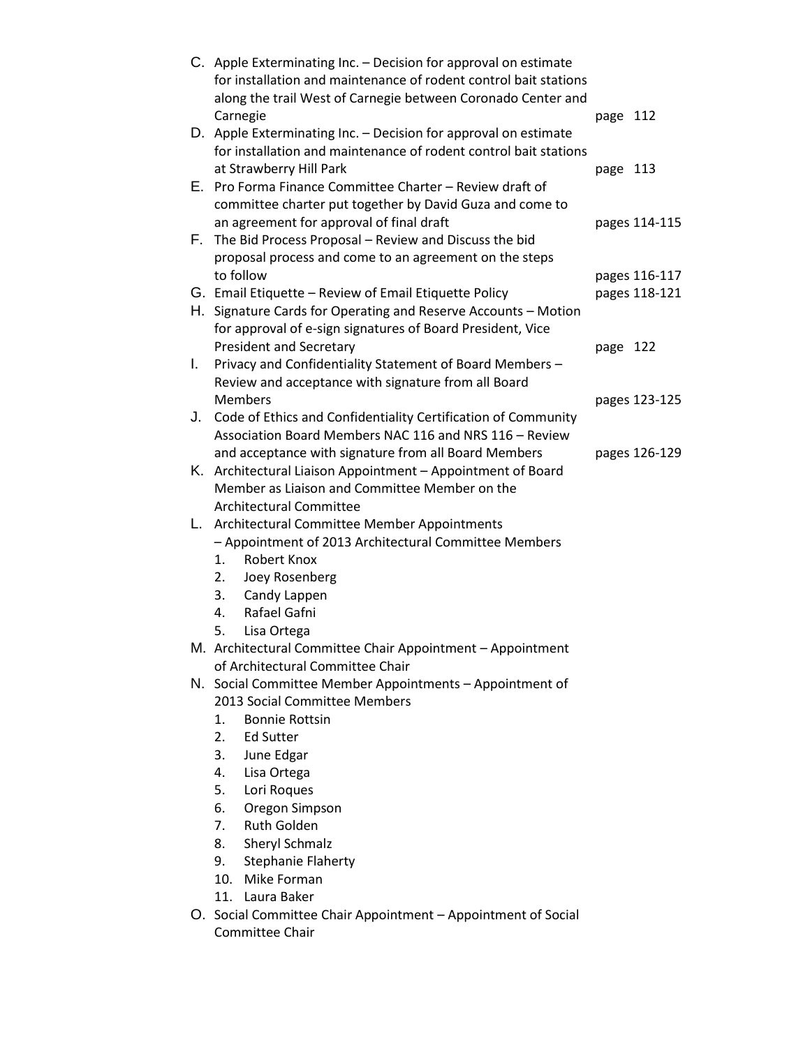C. Apple Exterminating Inc. – Decision for approval on estimate for installation and maintenance of rodent control bait stations along the trail West of Carnegie between Coronado Center and Carnegie — page 112

D. Apple Exterminating Inc. – Decision for approval on estimate for installation and maintenance of rodent control bait stations at Strawberry Hill Park — page 113

E. Pro Forma Finance Committee Charter – Review draft of committee charter put together by David Guza and come to an agreement for approval of final draft — pages 114-115

F. The Bid Process Proposal – Review and Discuss the bid proposal process and come to an agreement on the steps to follow — pages 116-117

G. Email Etiquette – Review of Email Etiquette Policy — pages 118-121

H. Signature Cards for Operating and Reserve Accounts – Motion for approval of e-sign signatures of Board President, Vice President and Secretary — page 122

I. Privacy and Confidentiality Statement of Board Members – Review and acceptance with signature from all Board Members — pages 123-125

J. Code of Ethics and Confidentiality Certification of Community Association Board Members NAC 116 and NRS 116 – Review and acceptance with signature from all Board Members — pages 126-129

K. Architectural Liaison Appointment – Appointment of Board Member as Liaison and Committee Member on the Architectural Committee

L. Architectural Committee Member Appointments – Appointment of 2013 Architectural Committee Members
   1. Robert Knox
   2. Joey Rosenberg
   3. Candy Lappen
   4. Rafael Gafni
   5. Lisa Ortega

M. Architectural Committee Chair Appointment – Appointment of Architectural Committee Chair

N. Social Committee Member Appointments – Appointment of 2013 Social Committee Members
   1. Bonnie Rottsin
   2. Ed Sutter
   3. June Edgar
   4. Lisa Ortega
   5. Lori Roques
   6. Oregon Simpson
   7. Ruth Golden
   8. Sheryl Schmalz
   9. Stephanie Flaherty
   10. Mike Forman
   11. Laura Baker

O. Social Committee Chair Appointment – Appointment of Social Committee Chair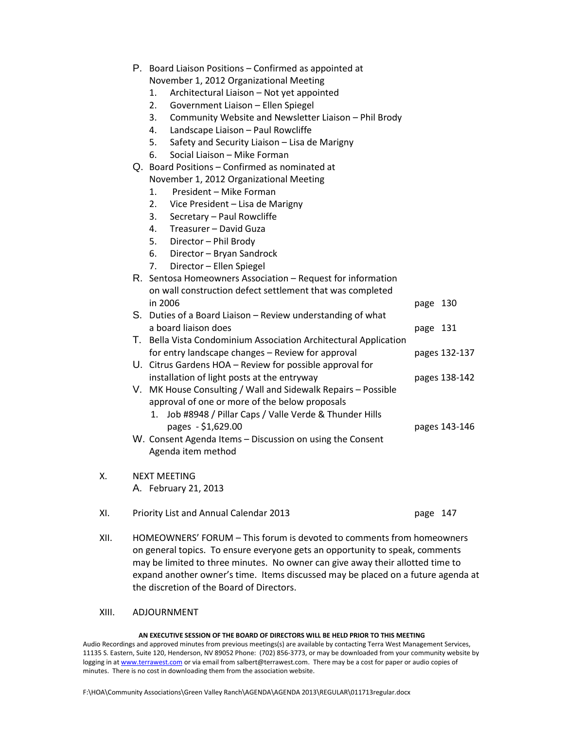P. Board Liaison Positions – Confirmed as appointed at November 1, 2012 Organizational Meeting
   1. Architectural Liaison – Not yet appointed
   2. Government Liaison – Ellen Spiegel
   3. Community Website and Newsletter Liaison – Phil Brody
   4. Landscape Liaison – Paul Rowcliffe
   5. Safety and Security Liaison – Lisa de Marigny
   6. Social Liaison – Mike Forman

Q. Board Positions – Confirmed as nominated at November 1, 2012 Organizational Meeting
   1. President – Mike Forman
   2. Vice President – Lisa de Marigny
   3. Secretary – Paul Rowcliffe
   4. Treasurer – David Guza
   5. Director – Phil Brody
   6. Director – Bryan Sandrock
   7. Director – Ellen Spiegel

R. Sentosa Homeowners Association – Request for information on wall construction defect settlement that was completed in 2006 — page 130

S. Duties of a Board Liaison – Review understanding of what a board liaison does — page 131

T. Bella Vista Condominium Association Architectural Application for entry landscape changes – Review for approval — pages 132-137

U. Citrus Gardens HOA – Review for possible approval for installation of light posts at the entryway — pages 138-142

V. MK House Consulting / Wall and Sidewalk Repairs – Possible approval of one or more of the below proposals
   1. Job #8948 / Pillar Caps / Valle Verde & Thunder Hills pages - $1,629.00 — pages 143-146

W. Consent Agenda Items – Discussion on using the Consent Agenda item method

X. NEXT MEETING

   A. February 21, 2013

XI. Priority List and Annual Calendar 2013 — page 147

XII. HOMEOWNERS' FORUM – This forum is devoted to comments from homeowners on general topics. To ensure everyone gets an opportunity to speak, comments may be limited to three minutes. No owner can give away their allotted time to expand another owner's time. Items discussed may be placed on a future agenda at the discretion of the Board of Directors.

XIII. ADJOURNMENT

**AN EXECUTIVE SESSION OF THE BOARD OF DIRECTORS WILL BE HELD PRIOR TO THIS MEETING**

Audio Recordings and approved minutes from previous meetings(s) are available by contacting Terra West Management Services, 11135 S. Eastern, Suite 120, Henderson, NV 89052 Phone: (702) 856-3773, or may be downloaded from your community website by logging in at www.terrawest.com or via email from salbert@terrawest.com. There may be a cost for paper or audio copies of minutes. There is no cost in downloading them from the association website.

F:\HOA\Community Associations\Green Valley Ranch\AGENDA\AGENDA 2013\REGULAR\011713regular.docx